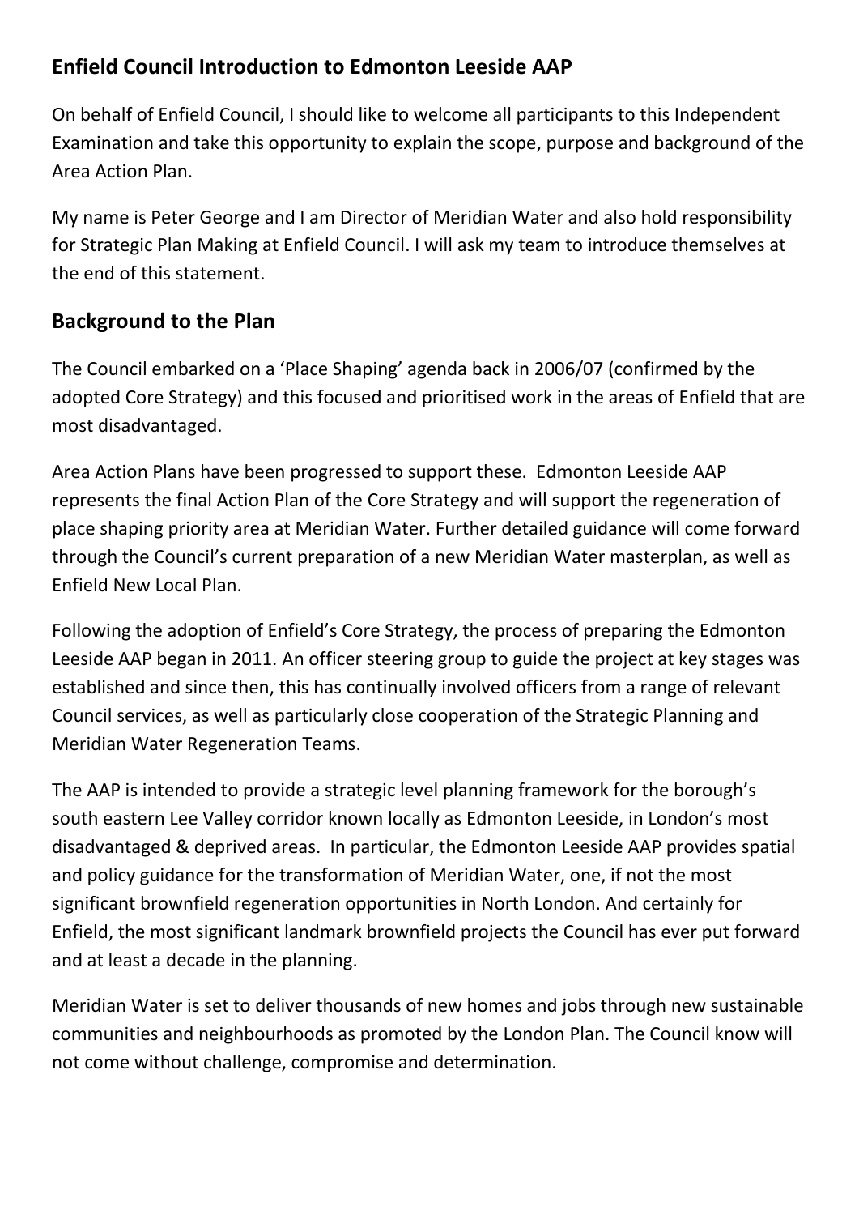## Enfield Council Introduction to Edmonton Leeside AAP

On behalf of Enfield Council, I should like to welcome all participants to this Independent Examination and take this opportunity to explain the scope, purpose and background of the Area Action Plan.

My name is Peter George and I am Director of Meridian Water and also hold responsibility for Strategic Plan Making at Enfield Council. I will ask my team to introduce themselves at the end of this statement.

## Background to the Plan

The Council embarked on a 'Place Shaping' agenda back in 2006/07 (confirmed by the adopted Core Strategy) and this focused and prioritised work in the areas of Enfield that are most disadvantaged.

Area Action Plans have been progressed to support these. Edmonton Leeside AAP represents the final Action Plan of the Core Strategy and will support the regeneration of place shaping priority area at Meridian Water. Further detailed guidance will come forward through the Council's current preparation of a new Meridian Water masterplan, as well as Enfield New Local Plan.

Following the adoption of Enfield's Core Strategy, the process of preparing the Edmonton Leeside AAP began in 2011. An officer steering group to guide the project at key stages was established and since then, this has continually involved officers from a range of relevant Council services, as well as particularly close cooperation of the Strategic Planning and Meridian Water Regeneration Teams.

The AAP is intended to provide a strategic level planning framework for the borough's south eastern Lee Valley corridor known locally as Edmonton Leeside, in London's most disadvantaged & deprived areas. In particular, the Edmonton Leeside AAP provides spatial and policy guidance for the transformation of Meridian Water, one, if not the most significant brownfield regeneration opportunities in North London. And certainly for Enfield, the most significant landmark brownfield projects the Council has ever put forward and at least a decade in the planning.

Meridian Water is set to deliver thousands of new homes and jobs through new sustainable communities and neighbourhoods as promoted by the London Plan. The Council know will not come without challenge, compromise and determination.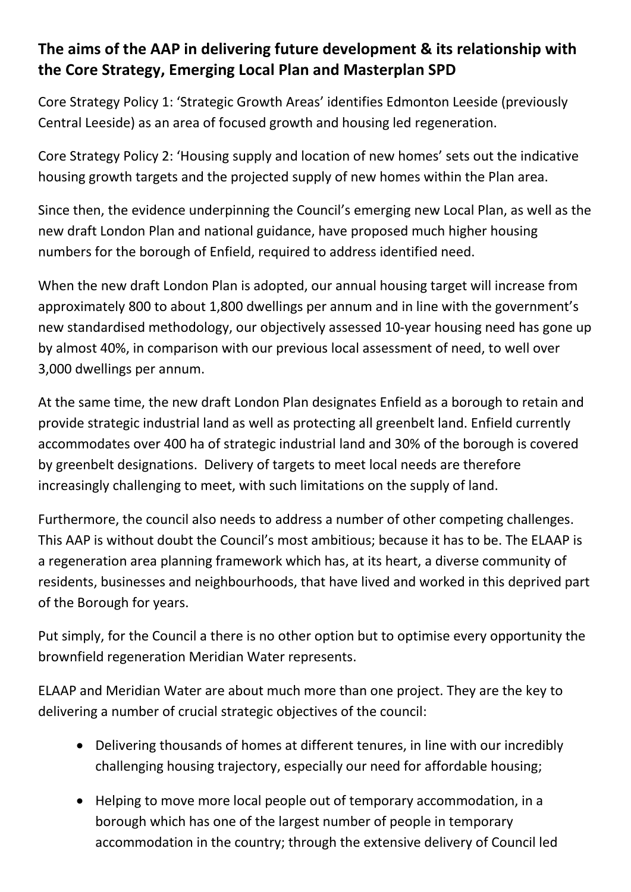## The aims of the AAP in delivering future development & its relationship with the Core Strategy, Emerging Local Plan and Masterplan SPD

Core Strategy Policy 1: 'Strategic Growth Areas' identifies Edmonton Leeside (previously Central Leeside) as an area of focused growth and housing led regeneration.

Core Strategy Policy 2: 'Housing supply and location of new homes' sets out the indicative housing growth targets and the projected supply of new homes within the Plan area.

Since then, the evidence underpinning the Council's emerging new Local Plan, as well as the new draft London Plan and national guidance, have proposed much higher housing numbers for the borough of Enfield, required to address identified need.

When the new draft London Plan is adopted, our annual housing target will increase from approximately 800 to about 1,800 dwellings per annum and in line with the government's new standardised methodology, our objectively assessed 10-year housing need has gone up by almost 40%, in comparison with our previous local assessment of need, to well over 3,000 dwellings per annum.

At the same time, the new draft London Plan designates Enfield as a borough to retain and provide strategic industrial land as well as protecting all greenbelt land. Enfield currently accommodates over 400 ha of strategic industrial land and 30% of the borough is covered by greenbelt designations. Delivery of targets to meet local needs are therefore increasingly challenging to meet, with such limitations on the supply of land.

Furthermore, the council also needs to address a number of other competing challenges. This AAP is without doubt the Council's most ambitious; because it has to be. The ELAAP is a regeneration area planning framework which has, at its heart, a diverse community of residents, businesses and neighbourhoods, that have lived and worked in this deprived part of the Borough for years.

Put simply, for the Council a there is no other option but to optimise every opportunity the brownfield regeneration Meridian Water represents.

ELAAP and Meridian Water are about much more than one project. They are the key to delivering a number of crucial strategic objectives of the council:

- Delivering thousands of homes at different tenures, in line with our incredibly challenging housing trajectory, especially our need for affordable housing;
- Helping to move more local people out of temporary accommodation, in a borough which has one of the largest number of people in temporary accommodation in the country; through the extensive delivery of Council led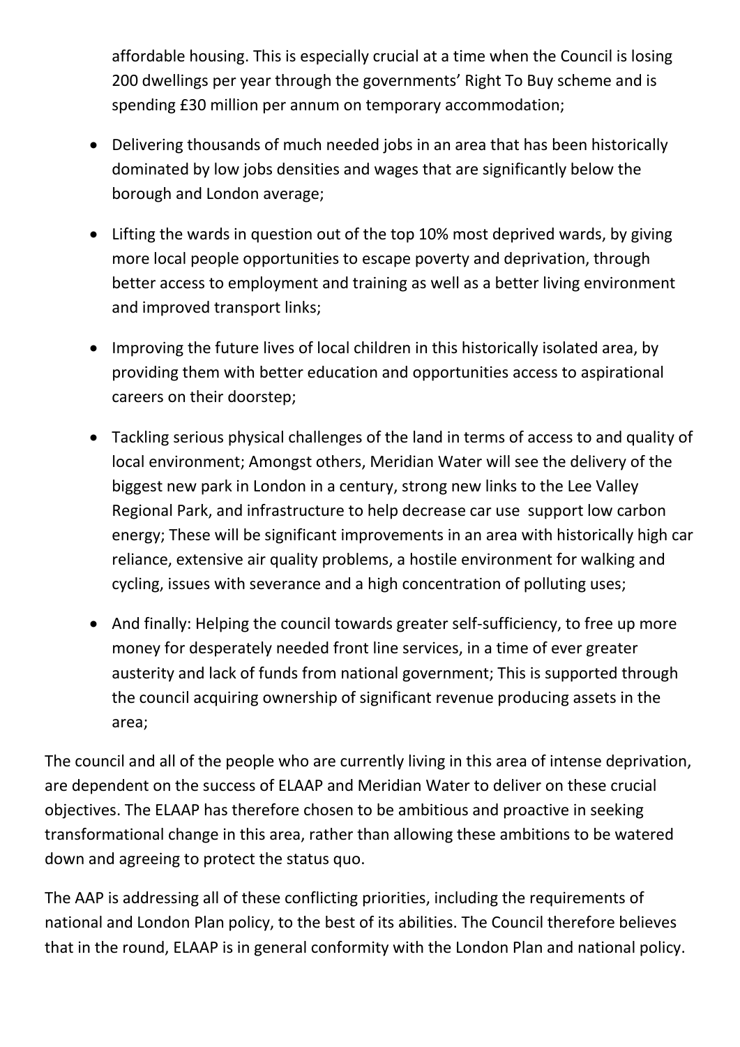affordable housing. This is especially crucial at a time when the Council is losing 200 dwellings per year through the governments' Right To Buy scheme and is spending £30 million per annum on temporary accommodation;

- Delivering thousands of much needed jobs in an area that has been historically dominated by low jobs densities and wages that are significantly below the borough and London average;
- Lifting the wards in question out of the top 10% most deprived wards, by giving more local people opportunities to escape poverty and deprivation, through better access to employment and training as well as a better living environment and improved transport links;
- Improving the future lives of local children in this historically isolated area, by providing them with better education and opportunities access to aspirational careers on their doorstep;
- Tackling serious physical challenges of the land in terms of access to and quality of local environment; Amongst others, Meridian Water will see the delivery of the biggest new park in London in a century, strong new links to the Lee Valley Regional Park, and infrastructure to help decrease car use support low carbon energy; These will be significant improvements in an area with historically high car reliance, extensive air quality problems, a hostile environment for walking and cycling, issues with severance and a high concentration of polluting uses;
- And finally: Helping the council towards greater self-sufficiency, to free up more money for desperately needed front line services, in a time of ever greater austerity and lack of funds from national government; This is supported through the council acquiring ownership of significant revenue producing assets in the area;

The council and all of the people who are currently living in this area of intense deprivation, are dependent on the success of ELAAP and Meridian Water to deliver on these crucial objectives. The ELAAP has therefore chosen to be ambitious and proactive in seeking transformational change in this area, rather than allowing these ambitions to be watered down and agreeing to protect the status quo.

The AAP is addressing all of these conflicting priorities, including the requirements of national and London Plan policy, to the best of its abilities. The Council therefore believes that in the round, ELAAP is in general conformity with the London Plan and national policy.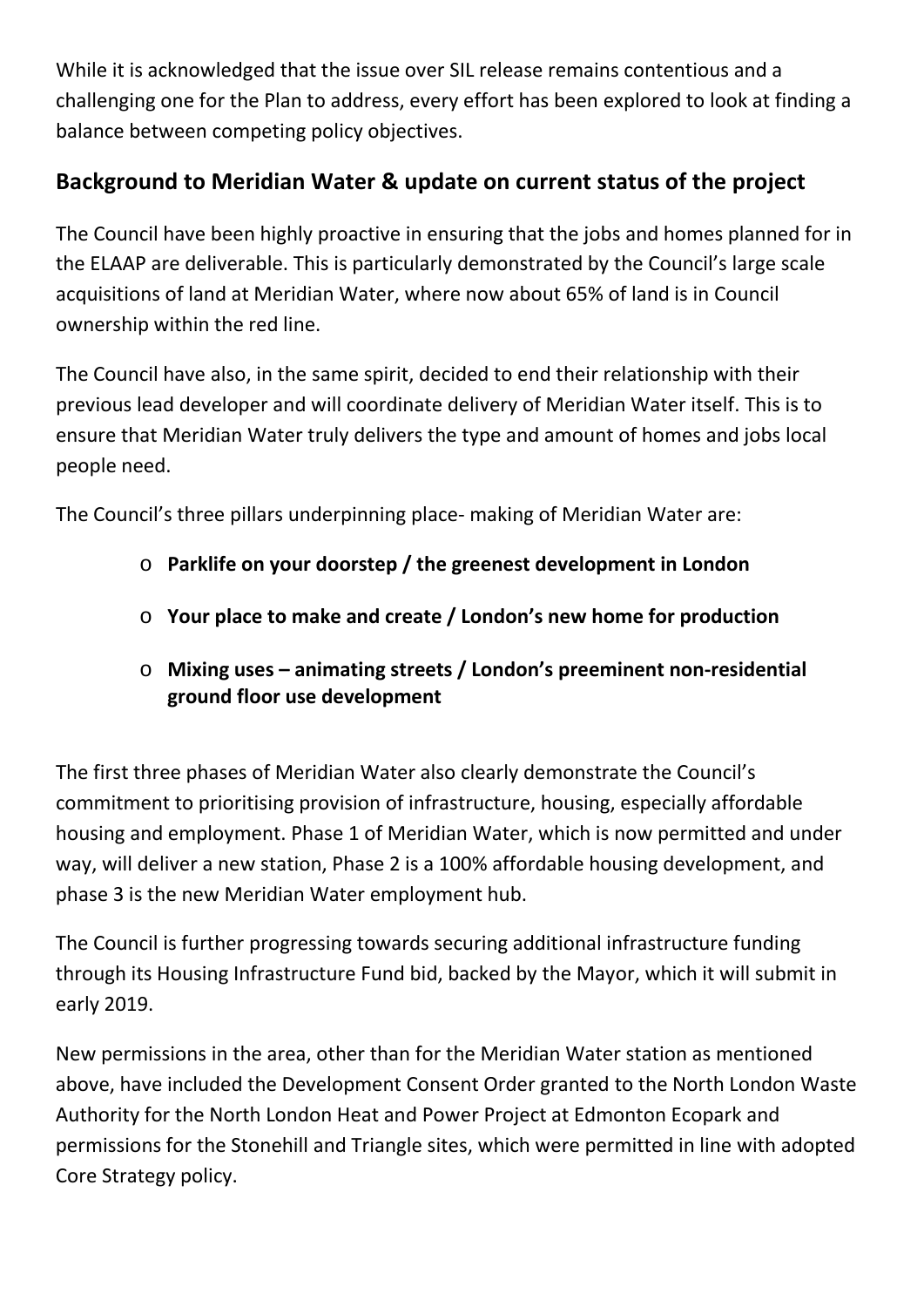While it is acknowledged that the issue over SIL release remains contentious and a challenging one for the Plan to address, every effort has been explored to look at finding a balance between competing policy objectives.

## Background to Meridian Water & update on current status of the project

The Council have been highly proactive in ensuring that the jobs and homes planned for in the ELAAP are deliverable. This is particularly demonstrated by the Council's large scale acquisitions of land at Meridian Water, where now about 65% of land is in Council ownership within the red line.

The Council have also, in the same spirit, decided to end their relationship with their previous lead developer and will coordinate delivery of Meridian Water itself. This is to ensure that Meridian Water truly delivers the type and amount of homes and jobs local people need.

The Council's three pillars underpinning place- making of Meridian Water are:

- **Parklife on your doorstep / the greenest development in London**
- **Your place to make and create / London's new home for production**
- **Mixing uses – animating streets / London's preeminent non-residential ground floor use development**

The first three phases of Meridian Water also clearly demonstrate the Council's commitment to prioritising provision of infrastructure, housing, especially affordable housing and employment. Phase 1 of Meridian Water, which is now permitted and under way, will deliver a new station, Phase 2 is a 100% affordable housing development, and phase 3 is the new Meridian Water employment hub.

The Council is further progressing towards securing additional infrastructure funding through its Housing Infrastructure Fund bid, backed by the Mayor, which it will submit in early 2019.

New permissions in the area, other than for the Meridian Water station as mentioned above, have included the Development Consent Order granted to the North London Waste Authority for the North London Heat and Power Project at Edmonton Ecopark and permissions for the Stonehill and Triangle sites, which were permitted in line with adopted Core Strategy policy.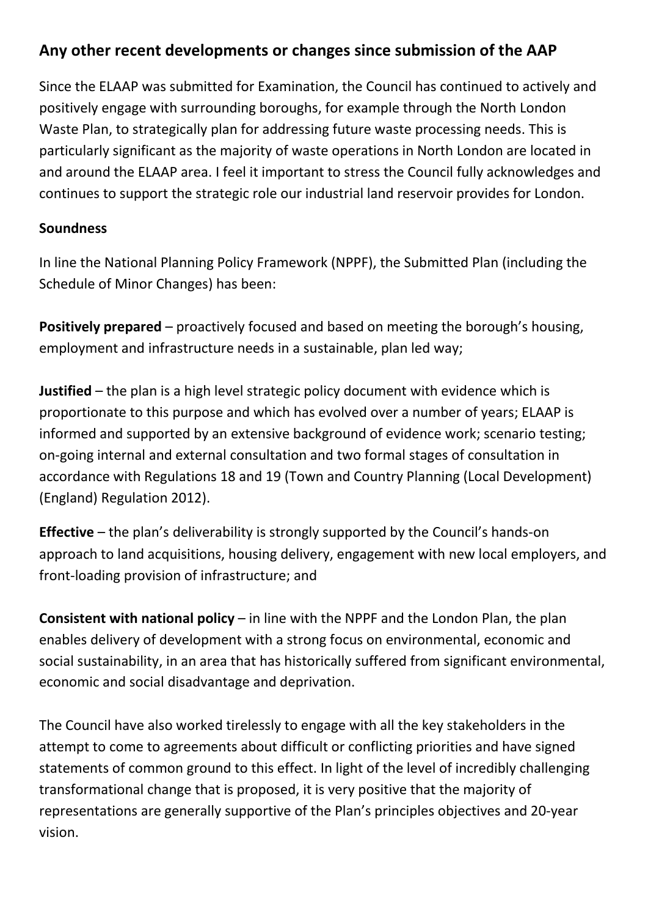## Any other recent developments or changes since submission of the AAP

Since the ELAAP was submitted for Examination, the Council has continued to actively and positively engage with surrounding boroughs, for example through the North London Waste Plan, to strategically plan for addressing future waste processing needs. This is particularly significant as the majority of waste operations in North London are located in and around the ELAAP area. I feel it important to stress the Council fully acknowledges and continues to support the strategic role our industrial land reservoir provides for London.

### Soundness

In line the National Planning Policy Framework (NPPF), the Submitted Plan (including the Schedule of Minor Changes) has been:

**Positively prepared** – proactively focused and based on meeting the borough's housing, employment and infrastructure needs in a sustainable, plan led way;

**Justified** – the plan is a high level strategic policy document with evidence which is proportionate to this purpose and which has evolved over a number of years; ELAAP is informed and supported by an extensive background of evidence work; scenario testing; on-going internal and external consultation and two formal stages of consultation in accordance with Regulations 18 and 19 (Town and Country Planning (Local Development) (England) Regulation 2012).

**Effective** – the plan's deliverability is strongly supported by the Council's hands-on approach to land acquisitions, housing delivery, engagement with new local employers, and front-loading provision of infrastructure; and

**Consistent with national policy** – in line with the NPPF and the London Plan, the plan enables delivery of development with a strong focus on environmental, economic and social sustainability, in an area that has historically suffered from significant environmental, economic and social disadvantage and deprivation.

The Council have also worked tirelessly to engage with all the key stakeholders in the attempt to come to agreements about difficult or conflicting priorities and have signed statements of common ground to this effect. In light of the level of incredibly challenging transformational change that is proposed, it is very positive that the majority of representations are generally supportive of the Plan's principles objectives and 20-year vision.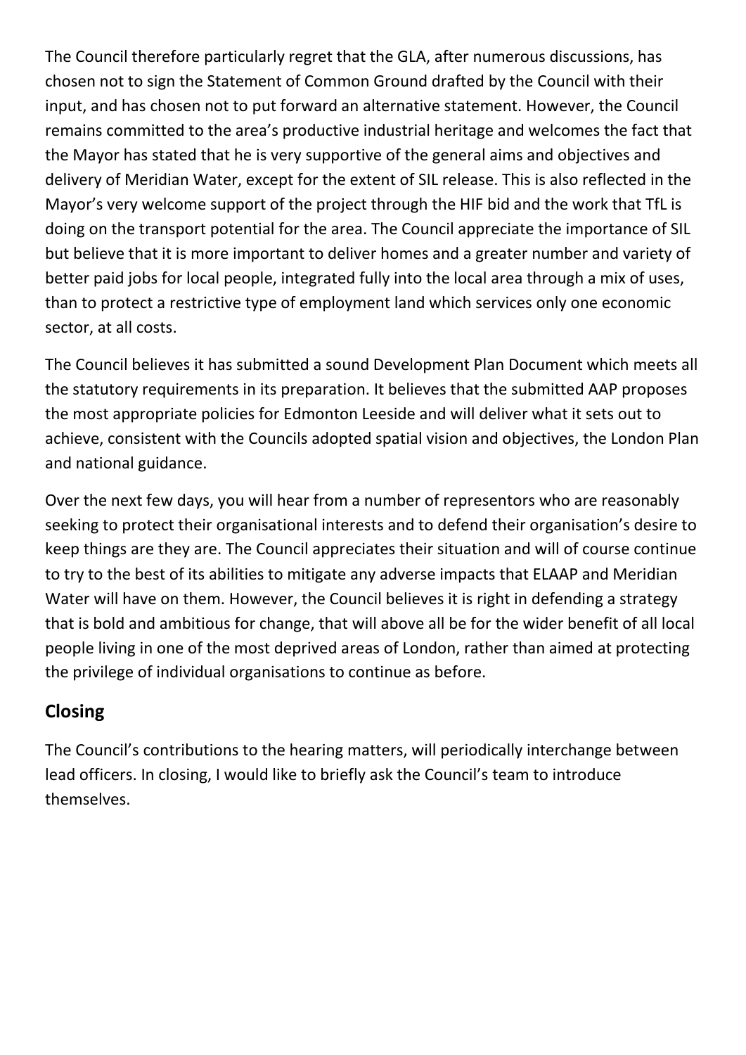The Council therefore particularly regret that the GLA, after numerous discussions, has chosen not to sign the Statement of Common Ground drafted by the Council with their input, and has chosen not to put forward an alternative statement. However, the Council remains committed to the area's productive industrial heritage and welcomes the fact that the Mayor has stated that he is very supportive of the general aims and objectives and delivery of Meridian Water, except for the extent of SIL release. This is also reflected in the Mayor's very welcome support of the project through the HIF bid and the work that TfL is doing on the transport potential for the area. The Council appreciate the importance of SIL but believe that it is more important to deliver homes and a greater number and variety of better paid jobs for local people, integrated fully into the local area through a mix of uses, than to protect a restrictive type of employment land which services only one economic sector, at all costs.

The Council believes it has submitted a sound Development Plan Document which meets all the statutory requirements in its preparation. It believes that the submitted AAP proposes the most appropriate policies for Edmonton Leeside and will deliver what it sets out to achieve, consistent with the Councils adopted spatial vision and objectives, the London Plan and national guidance.

Over the next few days, you will hear from a number of representors who are reasonably seeking to protect their organisational interests and to defend their organisation's desire to keep things are they are. The Council appreciates their situation and will of course continue to try to the best of its abilities to mitigate any adverse impacts that ELAAP and Meridian Water will have on them. However, the Council believes it is right in defending a strategy that is bold and ambitious for change, that will above all be for the wider benefit of all local people living in one of the most deprived areas of London, rather than aimed at protecting the privilege of individual organisations to continue as before.

## Closing

The Council's contributions to the hearing matters, will periodically interchange between lead officers. In closing, I would like to briefly ask the Council's team to introduce themselves.